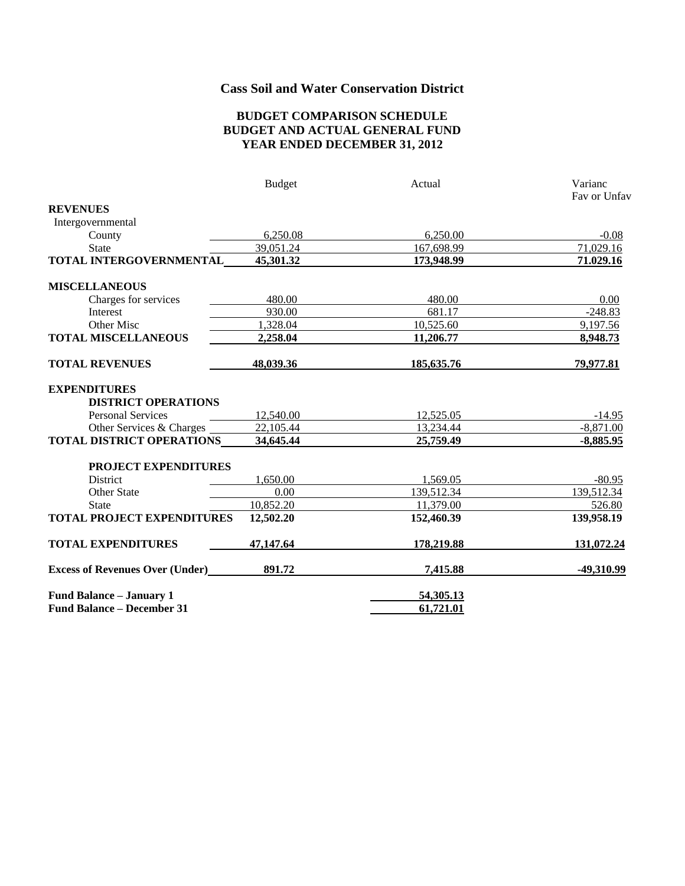# Cass Soil and Water Conservation District

## BUDGET COMPARISON SCHEDULE
## BUDGET AND ACTUAL GENERAL FUND
## YEAR ENDED DECEMBER 31, 2012

| | Budget | Actual | Varianc Fav or Unfav |
|---|---|---|---|
| **REVENUES** | | | |
| Intergovernmental | | | |
| County | 6,250.08 | 6,250.00 | -0.08 |
| State | 39,051.24 | 167,698.99 | 71,029.16 |
| **TOTAL INTERGOVERNMENTAL** | **45,301.32** | **173,948.99** | **71.029.16** |
| **MISCELLANEOUS** | | | |
| Charges for services | 480.00 | 480.00 | 0.00 |
| Interest | 930.00 | 681.17 | -248.83 |
| Other Misc | 1,328.04 | 10,525.60 | 9,197.56 |
| **TOTAL MISCELLANEOUS** | **2,258.04** | **11,206.77** | **8,948.73** |
| **TOTAL REVENUES** | **48,039.36** | **185,635.76** | **79,977.81** |
| **EXPENDITURES** | | | |
| **DISTRICT OPERATIONS** | | | |
| Personal Services | 12,540.00 | 12,525.05 | -14.95 |
| Other Services & Charges | 22,105.44 | 13,234.44 | -8,871.00 |
| **TOTAL DISTRICT OPERATIONS** | **34,645.44** | **25,759.49** | **-8,885.95** |
| **PROJECT EXPENDITURES** | | | |
| District | 1,650.00 | 1,569.05 | -80.95 |
| Other State | 0.00 | 139,512.34 | 139,512.34 |
| State | 10,852.20 | 11,379.00 | 526.80 |
| **TOTAL PROJECT EXPENDITURES** | **12,502.20** | **152,460.39** | **139,958.19** |
| **TOTAL EXPENDITURES** | **47,147.64** | **178,219.88** | **131,072.24** |
| **Excess of Revenues Over (Under)** | **891.72** | **7,415.88** | **-49,310.99** |
| **Fund Balance – January 1** | | **54,305.13** | |
| **Fund Balance – December 31** | | **61,721.01** | |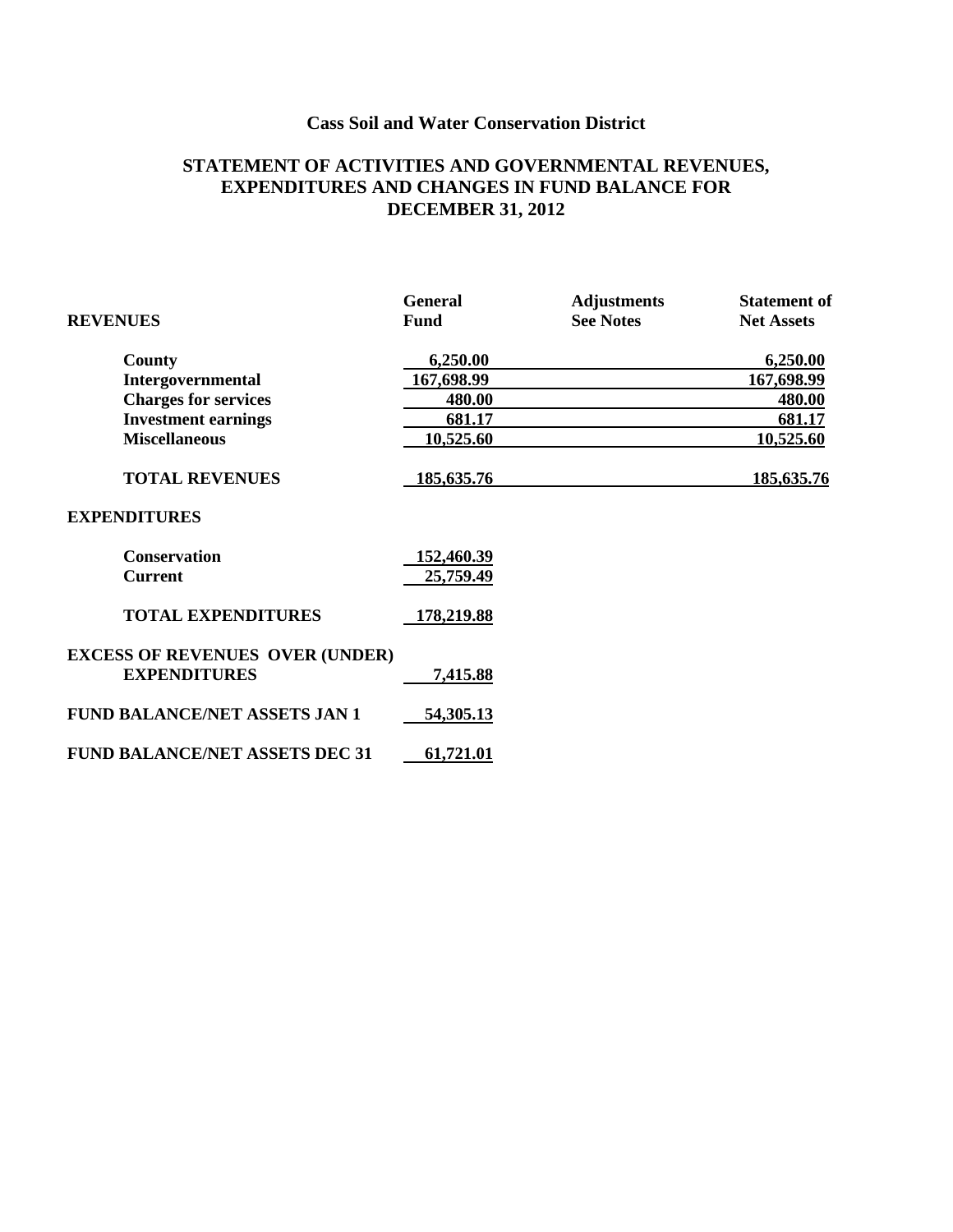**Cass Soil and Water Conservation District**

**STATEMENT OF ACTIVITIES AND GOVERNMENTAL REVENUES, EXPENDITURES AND CHANGES IN FUND BALANCE FOR DECEMBER 31, 2012**

| **REVENUES** | **General Fund** | **Adjustments See Notes** | **Statement of Net Assets** |
|---|---|---|---|
| **County** | **6,250.00** | | **6,250.00** |
| **Intergovernmental** | **167,698.99** | | **167,698.99** |
| **Charges for services** | **480.00** | | **480.00** |
| **Investment earnings** | **681.17** | | **681.17** |
| **Miscellaneous** | **10,525.60** | | **10,525.60** |
| **TOTAL REVENUES** | **185,635.76** | | **185,635.76** |
| **EXPENDITURES** | | | |
| **Conservation** | **152,460.39** | | |
| **Current** | **25,759.49** | | |
| **TOTAL EXPENDITURES** | **178,219.88** | | |
| **EXCESS OF REVENUES OVER (UNDER) EXPENDITURES** | **7,415.88** | | |
| **FUND BALANCE/NET ASSETS JAN 1** | **54,305.13** | | |
| **FUND BALANCE/NET ASSETS DEC 31** | **61,721.01** | | |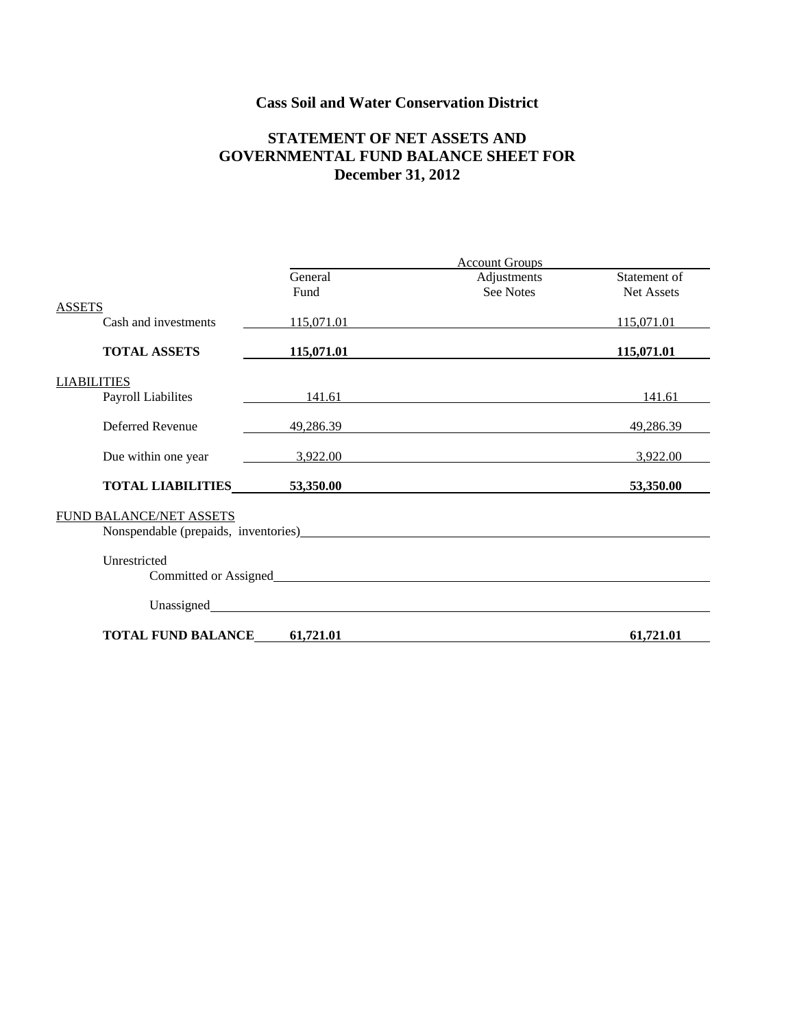# Cass Soil and Water Conservation District

## STATEMENT OF NET ASSETS AND GOVERNMENTAL FUND BALANCE SHEET FOR December 31, 2012

| | Account Groups | | |
|---|---|---|---|
| | General Fund | Adjustments See Notes | Statement of Net Assets |
| ASSETS | | | |
| Cash and investments | 115,071.01 | | 115,071.01 |
| **TOTAL ASSETS** | **115,071.01** | | **115,071.01** |
| LIABILITIES | | | |
| Payroll Liabilites | 141.61 | | 141.61 |
| Deferred Revenue | 49,286.39 | | 49,286.39 |
| Due within one year | 3,922.00 | | 3,922.00 |
| **TOTAL LIABILITIES** | **53,350.00** | | **53,350.00** |
| FUND BALANCE/NET ASSETS | | | |
| Nonspendable (prepaids, inventories) | | | |
| Unrestricted | | | |
| Committed or Assigned | | | |
| Unassigned | | | |
| **TOTAL FUND BALANCE** | **61,721.01** | | **61,721.01** |